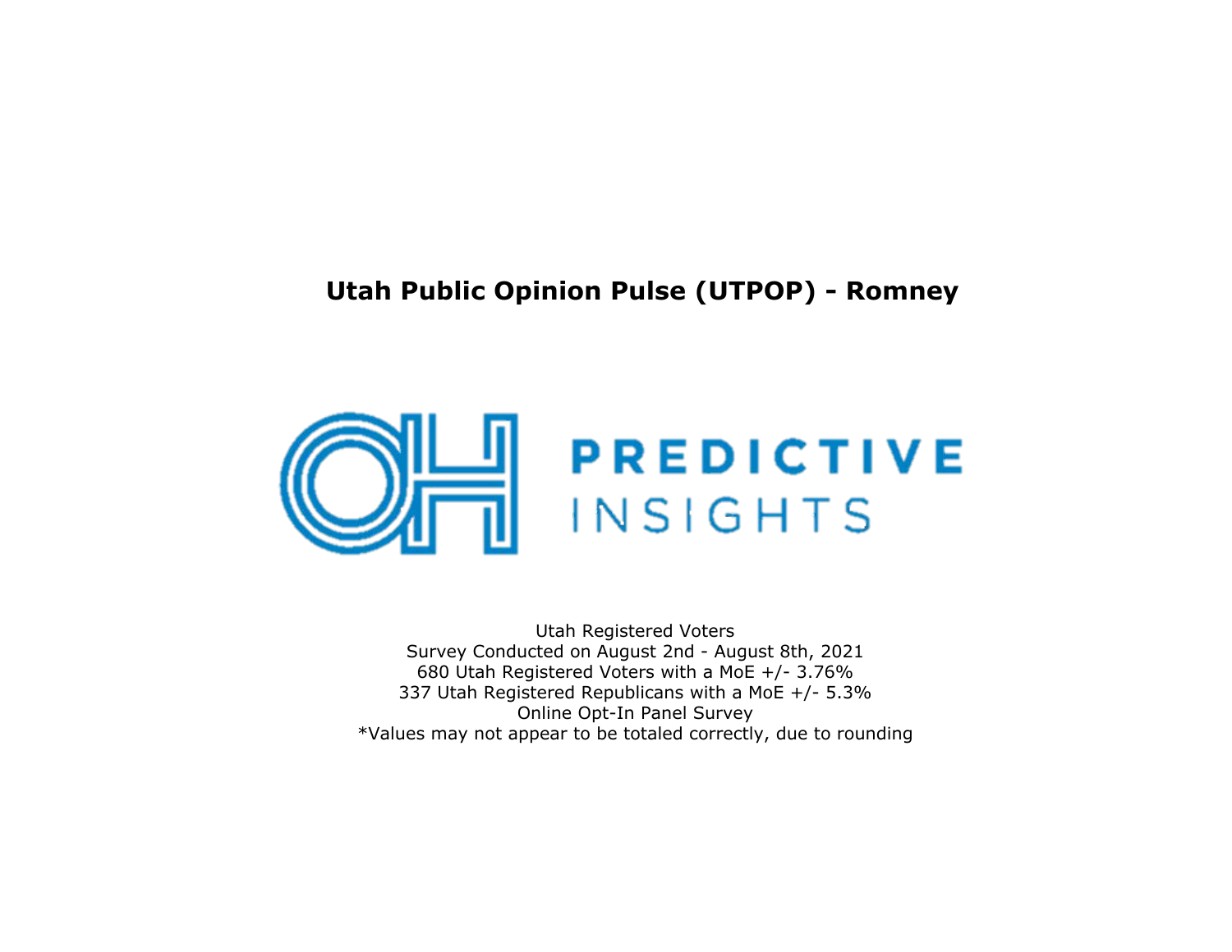# Utah Public Opinion Pulse (UTPOP) - Romney

PREDICTIVE INSIGHTS

Utah Registered Voters
Survey Conducted on August 2nd - August 8th, 2021
680 Utah Registered Voters with a MoE +/- 3.76%
337 Utah Registered Republicans with a MoE +/- 5.3%
Online Opt-In Panel Survey
*Values may not appear to be totaled correctly, due to rounding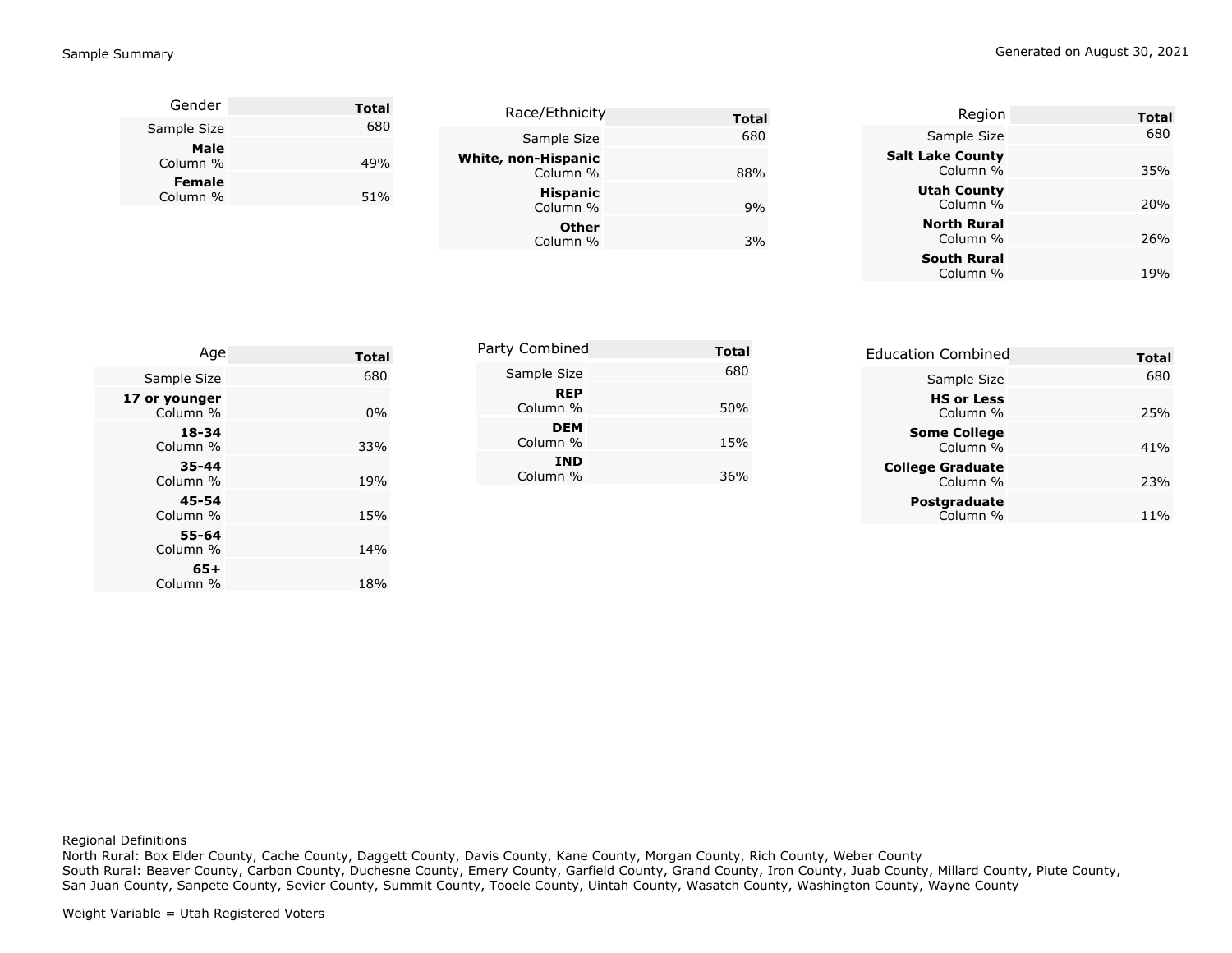Sample Summary

Generated on August 30, 2021

| Gender | Total |
|---|---|
| Sample Size | 680 |
| **Male** Column % | 49% |
| **Female** Column % | 51% |

| Race/Ethnicity | Total |
|---|---|
| Sample Size | 680 |
| **White, non-Hispanic** Column % | 88% |
| **Hispanic** Column % | 9% |
| **Other** Column % | 3% |

| Region | Total |
|---|---|
| Sample Size | 680 |
| **Salt Lake County** Column % | 35% |
| **Utah County** Column % | 20% |
| **North Rural** Column % | 26% |
| **South Rural** Column % | 19% |

| Age | Total |
|---|---|
| Sample Size | 680 |
| **17 or younger** Column % | 0% |
| **18-34** Column % | 33% |
| **35-44** Column % | 19% |
| **45-54** Column % | 15% |
| **55-64** Column % | 14% |
| **65+** Column % | 18% |

| Party Combined | Total |
|---|---|
| Sample Size | 680 |
| **REP** Column % | 50% |
| **DEM** Column % | 15% |
| **IND** Column % | 36% |

| Education Combined | Total |
|---|---|
| Sample Size | 680 |
| **HS or Less** Column % | 25% |
| **Some College** Column % | 41% |
| **College Graduate** Column % | 23% |
| **Postgraduate** Column % | 11% |

Regional Definitions
North Rural: Box Elder County, Cache County, Daggett County, Davis County, Kane County, Morgan County, Rich County, Weber County
South Rural: Beaver County, Carbon County, Duchesne County, Emery County, Garfield County, Grand County, Iron County, Juab County, Millard County, Piute County, San Juan County, Sanpete County, Sevier County, Summit County, Tooele County, Uintah County, Wasatch County, Washington County, Wayne County

Weight Variable = Utah Registered Voters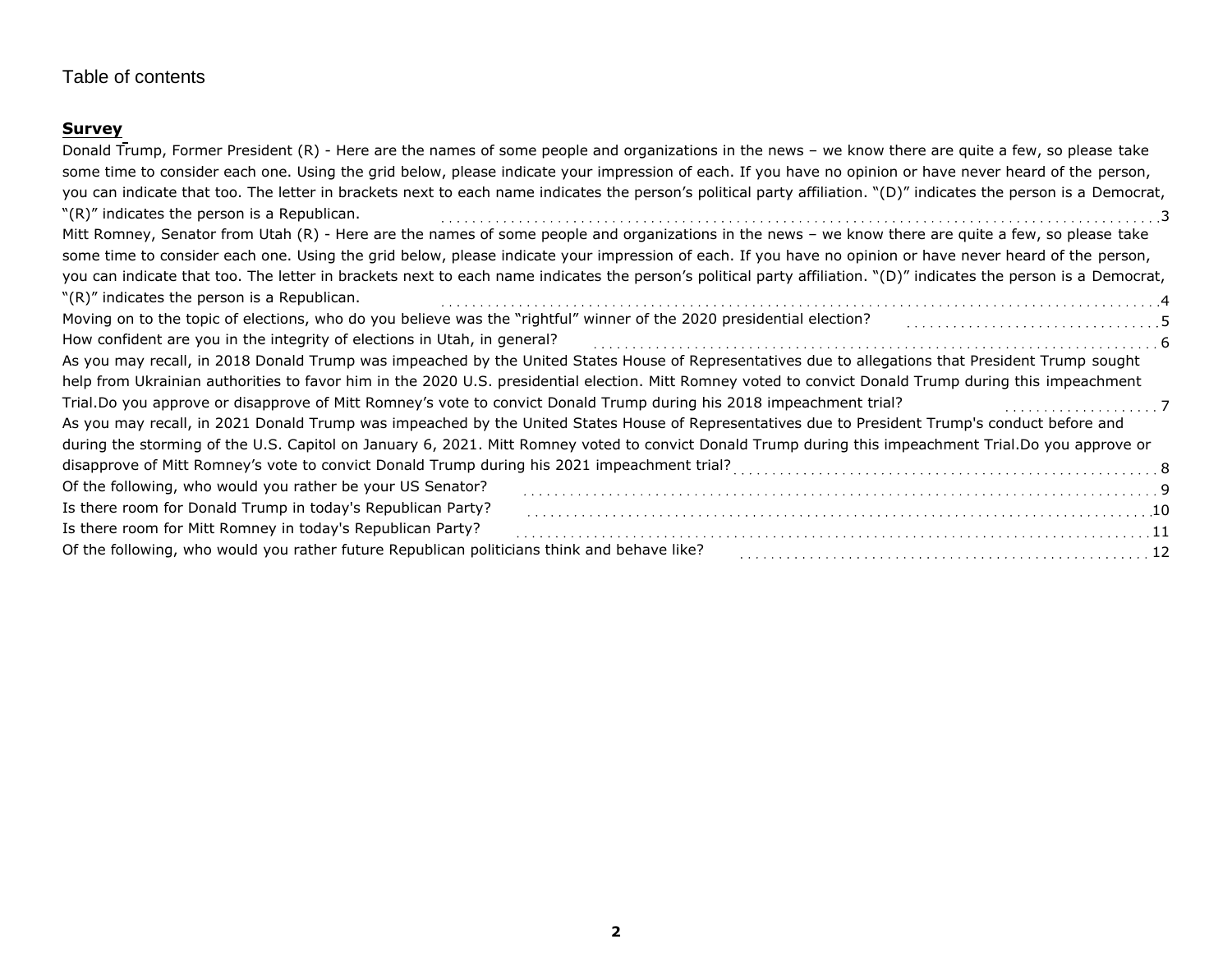Table of contents

**Survey**

Donald Trump, Former President (R) - Here are the names of some people and organizations in the news – we know there are quite a few, so please take some time to consider each one. Using the grid below, please indicate your impression of each. If you have no opinion or have never heard of the person, you can indicate that too. The letter in brackets next to each name indicates the person's political party affiliation. "(D)" indicates the person is a Democrat, "(R)" indicates the person is a Republican. .......... 3

Mitt Romney, Senator from Utah (R) - Here are the names of some people and organizations in the news – we know there are quite a few, so please take some time to consider each one. Using the grid below, please indicate your impression of each. If you have no opinion or have never heard of the person, you can indicate that too. The letter in brackets next to each name indicates the person's political party affiliation. "(D)" indicates the person is a Democrat, "(R)" indicates the person is a Republican. .......... 4

Moving on to the topic of elections, who do you believe was the "rightful" winner of the 2020 presidential election? .......... 5

How confident are you in the integrity of elections in Utah, in general? .......... 6

As you may recall, in 2018 Donald Trump was impeached by the United States House of Representatives due to allegations that President Trump sought help from Ukrainian authorities to favor him in the 2020 U.S. presidential election. Mitt Romney voted to convict Donald Trump during this impeachment Trial.Do you approve or disapprove of Mitt Romney's vote to convict Donald Trump during his 2018 impeachment trial? .......... 7

As you may recall, in 2021 Donald Trump was impeached by the United States House of Representatives due to President Trump's conduct before and during the storming of the U.S. Capitol on January 6, 2021. Mitt Romney voted to convict Donald Trump during this impeachment Trial.Do you approve or disapprove of Mitt Romney's vote to convict Donald Trump during his 2021 impeachment trial? .......... 8

Of the following, who would you rather be your US Senator? .......... 9

Is there room for Donald Trump in today's Republican Party? .......... 10

Is there room for Mitt Romney in today's Republican Party? .......... 11

Of the following, who would you rather future Republican politicians think and behave like? .......... 12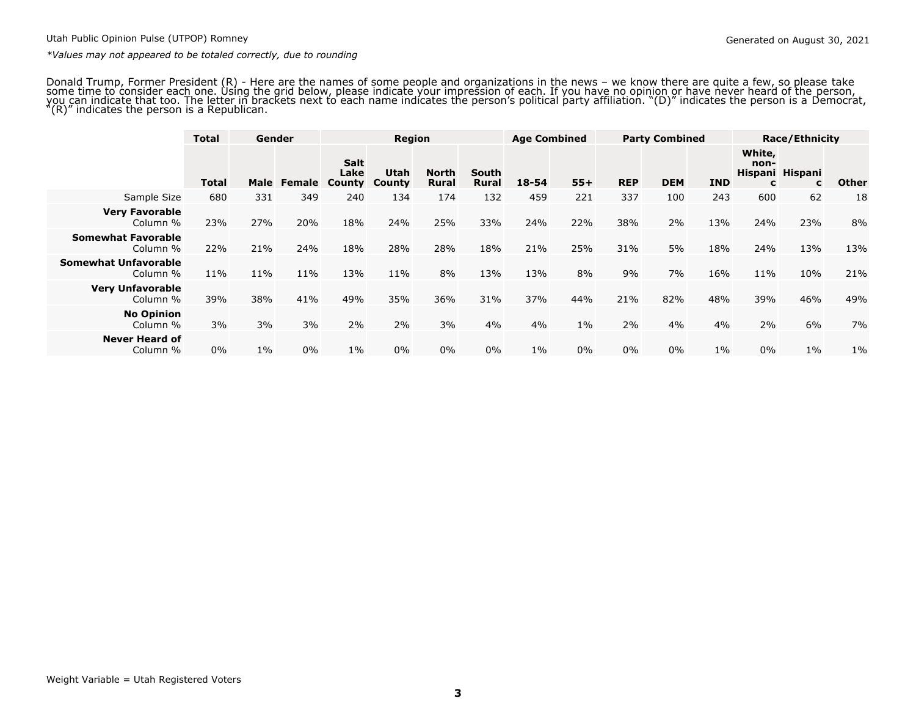*Values may not appeared to be totaled correctly, due to rounding

Donald Trump, Former President (R) - Here are the names of some people and organizations in the news – we know there are quite a few, so please take some time to consider each one. Using the grid below, please indicate your impression of each. If you have no opinion or have never heard of the person, you can indicate that too. The letter in brackets next to each name indicates the person's political party affiliation. "(D)" indicates the person is a Democrat, "(R)" indicates the person is a Republican.

| | Total | Gender | | Region | | | | Age Combined | | Party Combined | | | Race/Ethnicity | | |
|---|---|---|---|---|---|---|---|---|---|---|---|---|---|---|---|
| | **Total** | **Male** | **Female** | **Salt Lake County** | **Utah County** | **North Rural** | **South Rural** | **18-54** | **55+** | **REP** | **DEM** | **IND** | **White, non-Hispanic** | **Hispanic** | **Other** |
| Sample Size | 680 | 331 | 349 | 240 | 134 | 174 | 132 | 459 | 221 | 337 | 100 | 243 | 600 | 62 | 18 |
| **Very Favorable** Column % | 23% | 27% | 20% | 18% | 24% | 25% | 33% | 24% | 22% | 38% | 2% | 13% | 24% | 23% | 8% |
| **Somewhat Favorable** Column % | 22% | 21% | 24% | 18% | 28% | 28% | 18% | 21% | 25% | 31% | 5% | 18% | 24% | 13% | 13% |
| **Somewhat Unfavorable** Column % | 11% | 11% | 11% | 13% | 11% | 8% | 13% | 13% | 8% | 9% | 7% | 16% | 11% | 10% | 21% |
| **Very Unfavorable** Column % | 39% | 38% | 41% | 49% | 35% | 36% | 31% | 37% | 44% | 21% | 82% | 48% | 39% | 46% | 49% |
| **No Opinion** Column % | 3% | 3% | 3% | 2% | 2% | 3% | 4% | 4% | 1% | 2% | 4% | 4% | 2% | 6% | 7% |
| **Never Heard of** Column % | 0% | 1% | 0% | 1% | 0% | 0% | 0% | 1% | 0% | 0% | 0% | 1% | 0% | 1% | 1% |

Weight Variable = Utah Registered Voters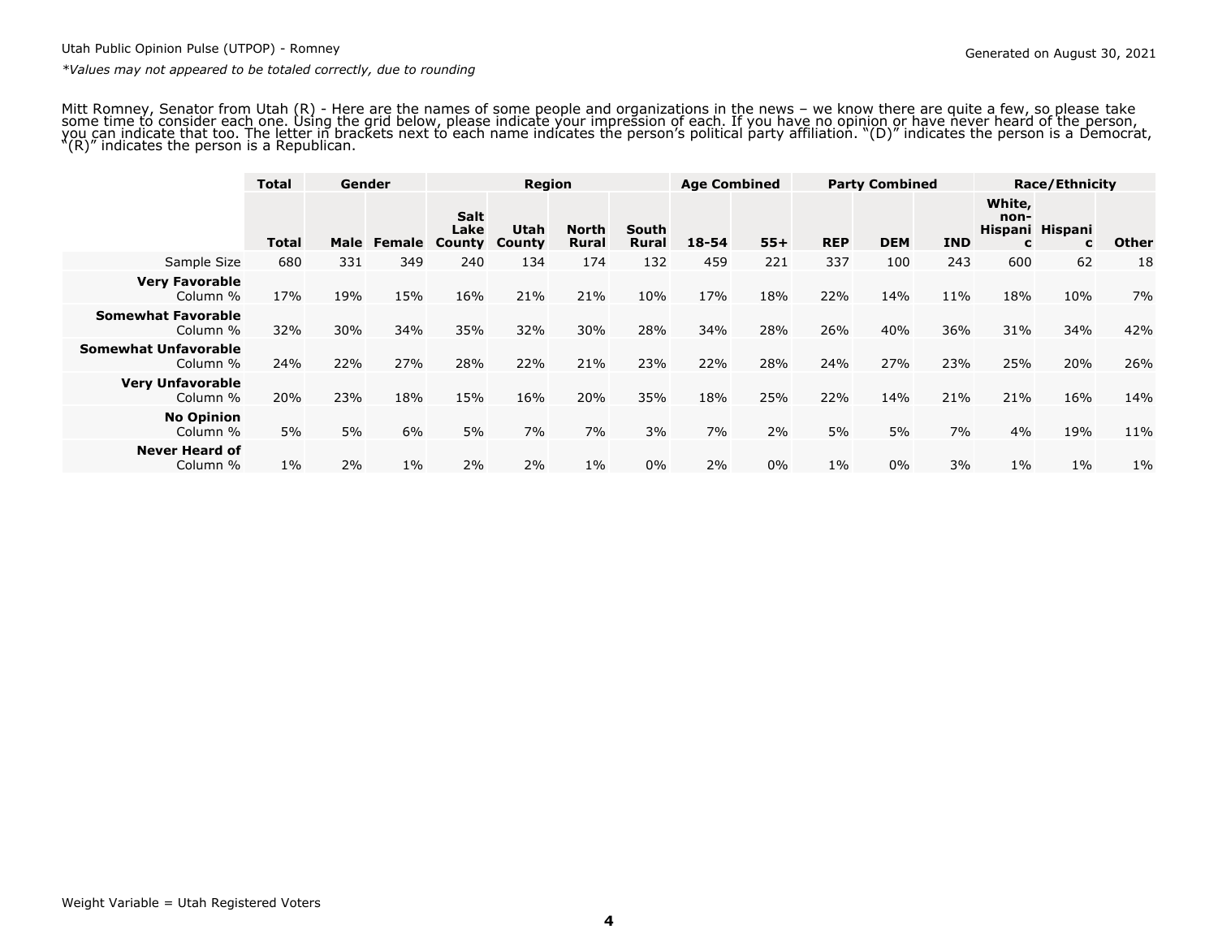Utah Public Opinion Pulse (UTPOP) - Romney

*Values may not appeared to be totaled correctly, due to rounding

Generated on August 30, 2021

Mitt Romney, Senator from Utah (R) - Here are the names of some people and organizations in the news – we know there are quite a few, so please take some time to consider each one. Using the grid below, please indicate your impression of each. If you have no opinion or have never heard of the person, you can indicate that too. The letter in brackets next to each name indicates the person's political party affiliation. "(D)" indicates the person is a Democrat, "(R)" indicates the person is a Republican.

| | Total | Gender | | Region | | | | Age Combined | | Party Combined | | | Race/Ethnicity | | |
|---|---|---|---|---|---|---|---|---|---|---|---|---|---|---|---|
| | Total | Male | Female | Salt Lake County | Utah County | North Rural | South Rural | 18-54 | 55+ | REP | DEM | IND | White, non-Hispanic | Hispanic | Other |
| Sample Size | 680 | 331 | 349 | 240 | 134 | 174 | 132 | 459 | 221 | 337 | 100 | 243 | 600 | 62 | 18 |
| **Very Favorable** Column % | 17% | 19% | 15% | 16% | 21% | 21% | 10% | 17% | 18% | 22% | 14% | 11% | 18% | 10% | 7% |
| **Somewhat Favorable** Column % | 32% | 30% | 34% | 35% | 32% | 30% | 28% | 34% | 28% | 26% | 40% | 36% | 31% | 34% | 42% |
| **Somewhat Unfavorable** Column % | 24% | 22% | 27% | 28% | 22% | 21% | 23% | 22% | 28% | 24% | 27% | 23% | 25% | 20% | 26% |
| **Very Unfavorable** Column % | 20% | 23% | 18% | 15% | 16% | 20% | 35% | 18% | 25% | 22% | 14% | 21% | 21% | 16% | 14% |
| **No Opinion** Column % | 5% | 5% | 6% | 5% | 7% | 7% | 3% | 7% | 2% | 5% | 5% | 7% | 4% | 19% | 11% |
| **Never Heard of** Column % | 1% | 2% | 1% | 2% | 2% | 1% | 0% | 2% | 0% | 1% | 0% | 3% | 1% | 1% | 1% |

Weight Variable = Utah Registered Voters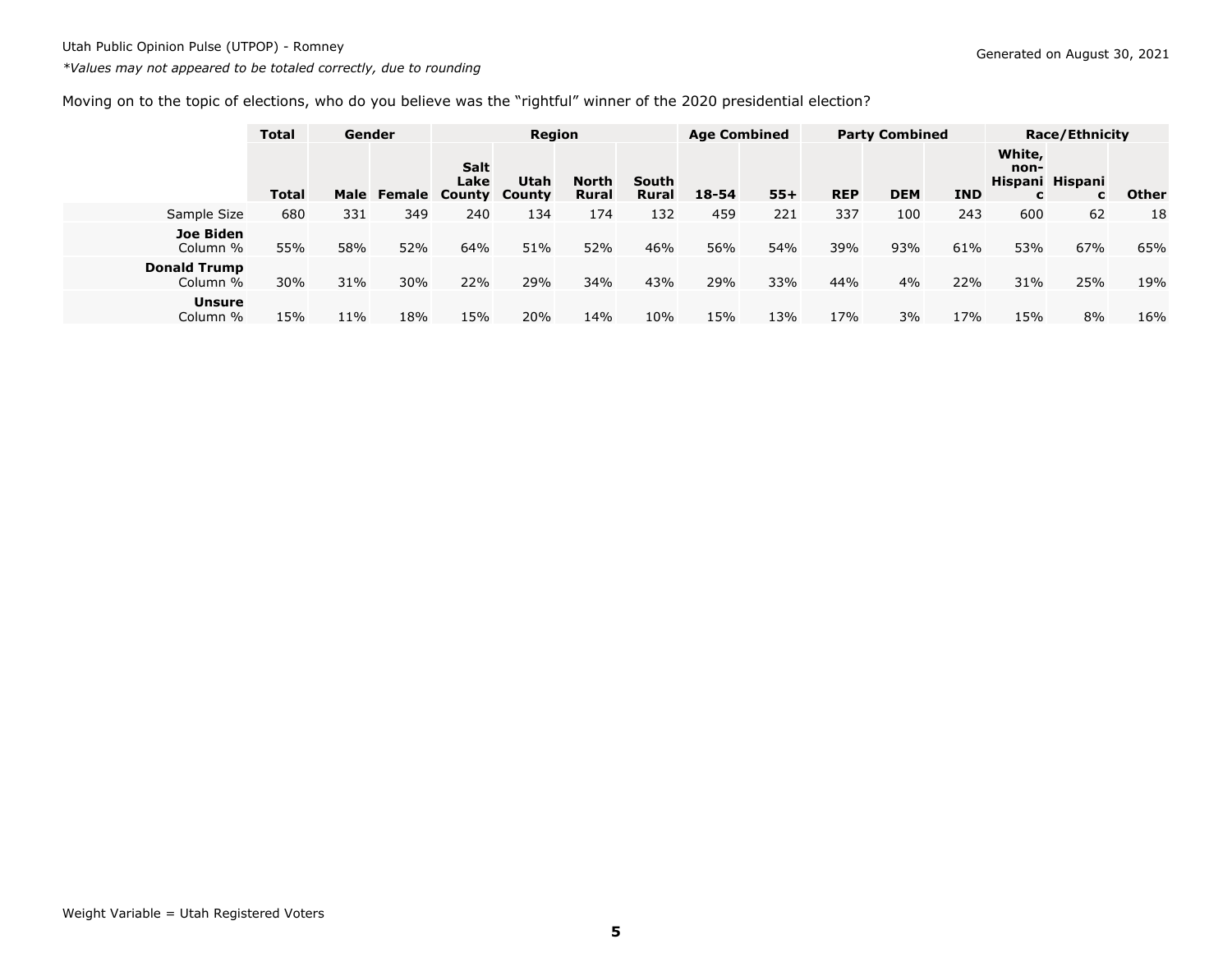Utah Public Opinion Pulse (UTPOP) - Romney

*Values may not appeared to be totaled correctly, due to rounding*

Generated on August 30, 2021

Moving on to the topic of elections, who do you believe was the "rightful" winner of the 2020 presidential election?

| | Total | Gender | | Region | | | | Age Combined | | Party Combined | | | Race/Ethnicity | | |
|---|---|---|---|---|---|---|---|---|---|---|---|---|---|---|---|
| | **Total** | **Male** | **Female** | **Salt Lake County** | **Utah County** | **North Rural** | **South Rural** | **18-54** | **55+** | **REP** | **DEM** | **IND** | **White, non-Hispanic** | **Hispanic** | **Other** |
| Sample Size | 680 | 331 | 349 | 240 | 134 | 174 | 132 | 459 | 221 | 337 | 100 | 243 | 600 | 62 | 18 |
| **Joe Biden** Column % | 55% | 58% | 52% | 64% | 51% | 52% | 46% | 56% | 54% | 39% | 93% | 61% | 53% | 67% | 65% |
| **Donald Trump** Column % | 30% | 31% | 30% | 22% | 29% | 34% | 43% | 29% | 33% | 44% | 4% | 22% | 31% | 25% | 19% |
| **Unsure** Column % | 15% | 11% | 18% | 15% | 20% | 14% | 10% | 15% | 13% | 17% | 3% | 17% | 15% | 8% | 16% |

Weight Variable = Utah Registered Voters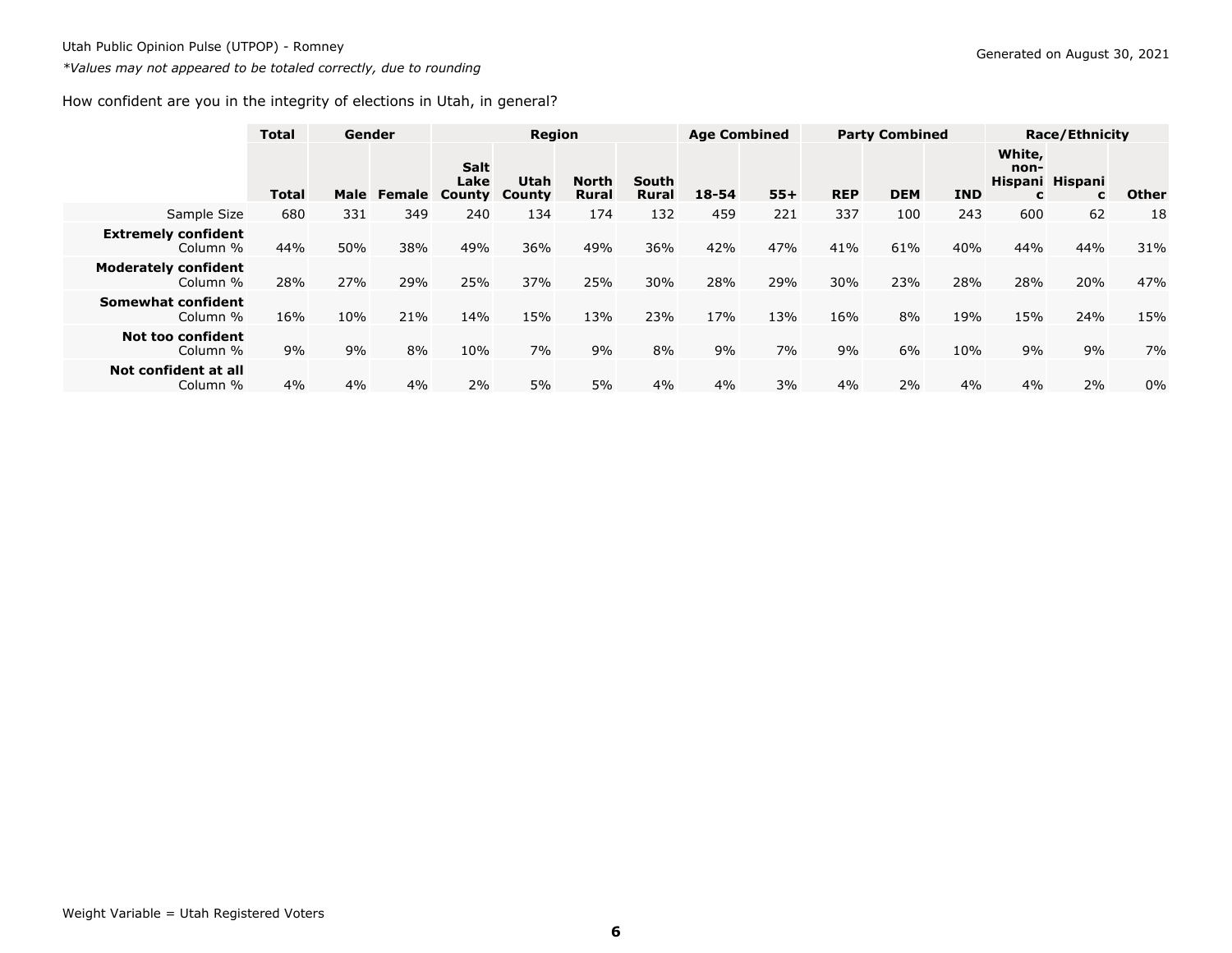Utah Public Opinion Pulse (UTPOP) - Romney

*Values may not appeared to be totaled correctly, due to rounding

Generated on August 30, 2021

How confident are you in the integrity of elections in Utah, in general?

| | Total | Gender | | Region | | | | Age Combined | | Party Combined | | | Race/Ethnicity | | |
|---|---|---|---|---|---|---|---|---|---|---|---|---|---|---|---|
| | Total | Male | Female | Salt Lake County | Utah County | North Rural | South Rural | 18-54 | 55+ | REP | DEM | IND | White, non-Hispanic | Hispanic | Other |
| Sample Size | 680 | 331 | 349 | 240 | 134 | 174 | 132 | 459 | 221 | 337 | 100 | 243 | 600 | 62 | 18 |
| **Extremely confident** Column % | 44% | 50% | 38% | 49% | 36% | 49% | 36% | 42% | 47% | 41% | 61% | 40% | 44% | 44% | 31% |
| **Moderately confident** Column % | 28% | 27% | 29% | 25% | 37% | 25% | 30% | 28% | 29% | 30% | 23% | 28% | 28% | 20% | 47% |
| **Somewhat confident** Column % | 16% | 10% | 21% | 14% | 15% | 13% | 23% | 17% | 13% | 16% | 8% | 19% | 15% | 24% | 15% |
| **Not too confident** Column % | 9% | 9% | 8% | 10% | 7% | 9% | 8% | 9% | 7% | 9% | 6% | 10% | 9% | 9% | 7% |
| **Not confident at all** Column % | 4% | 4% | 4% | 2% | 5% | 5% | 4% | 4% | 3% | 4% | 2% | 4% | 4% | 2% | 0% |

Weight Variable = Utah Registered Voters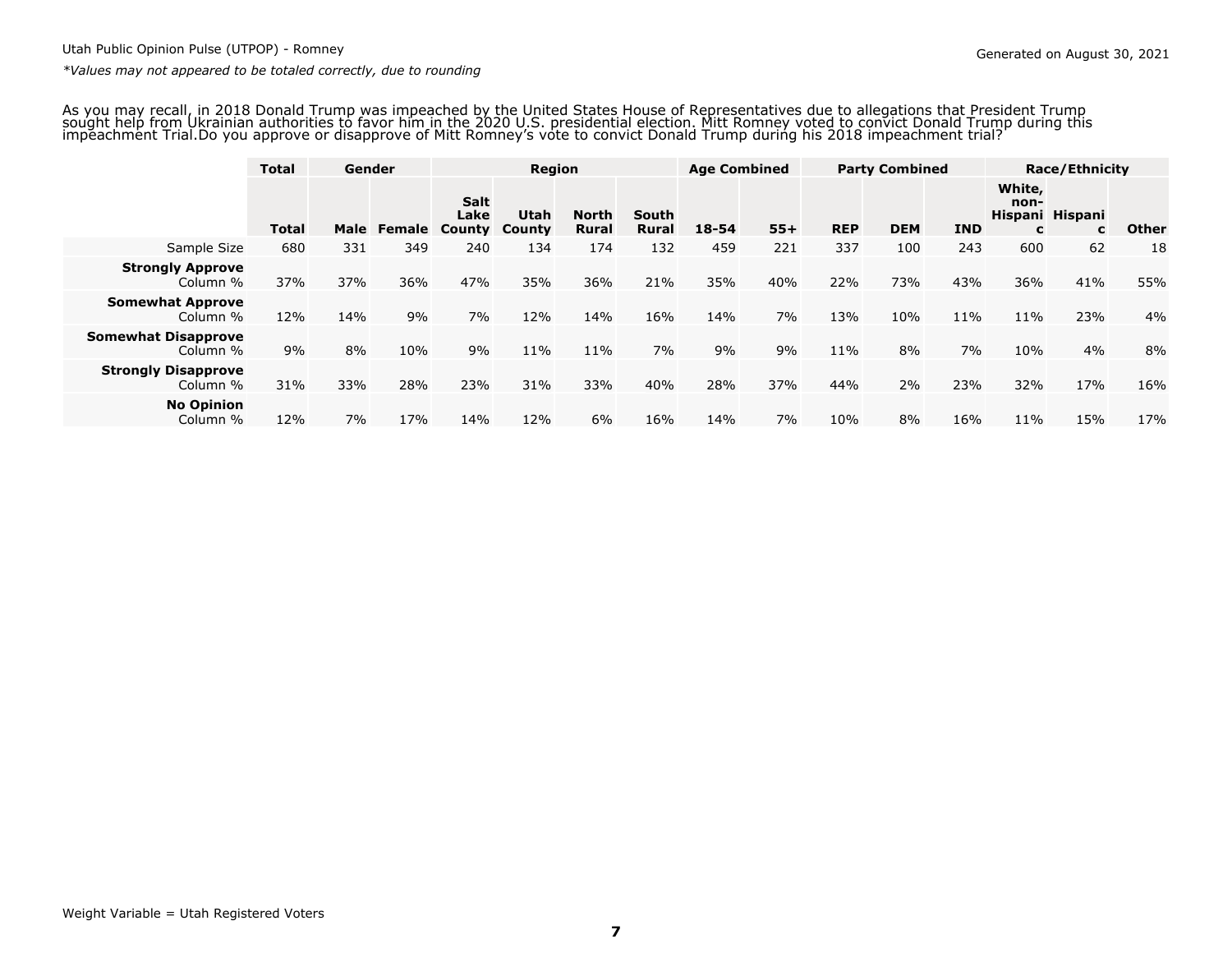Utah Public Opinion Pulse (UTPOP) - Romney

Generated on August 30, 2021

*Values may not appeared to be totaled correctly, due to rounding

As you may recall, in 2018 Donald Trump was impeached by the United States House of Representatives due to allegations that President Trump sought help from Ukrainian authorities to favor him in the 2020 U.S. presidential election. Mitt Romney voted to convict Donald Trump during this impeachment Trial.Do you approve or disapprove of Mitt Romney's vote to convict Donald Trump during his 2018 impeachment trial?

| | Total | Gender | | Region | | | | Age Combined | | Party Combined | | | Race/Ethnicity | | |
|---|---|---|---|---|---|---|---|---|---|---|---|---|---|---|---|
| | **Total** | **Male** | **Female** | **Salt Lake County** | **Utah County** | **North Rural** | **South Rural** | **18-54** | **55+** | **REP** | **DEM** | **IND** | **White, non-Hispanic** | **Hispanic** | **Other** |
| Sample Size | 680 | 331 | 349 | 240 | 134 | 174 | 132 | 459 | 221 | 337 | 100 | 243 | 600 | 62 | 18 |
| **Strongly Approve** Column % | 37% | 37% | 36% | 47% | 35% | 36% | 21% | 35% | 40% | 22% | 73% | 43% | 36% | 41% | 55% |
| **Somewhat Approve** Column % | 12% | 14% | 9% | 7% | 12% | 14% | 16% | 14% | 7% | 13% | 10% | 11% | 11% | 23% | 4% |
| **Somewhat Disapprove** Column % | 9% | 8% | 10% | 9% | 11% | 11% | 7% | 9% | 9% | 11% | 8% | 7% | 10% | 4% | 8% |
| **Strongly Disapprove** Column % | 31% | 33% | 28% | 23% | 31% | 33% | 40% | 28% | 37% | 44% | 2% | 23% | 32% | 17% | 16% |
| **No Opinion** Column % | 12% | 7% | 17% | 14% | 12% | 6% | 16% | 14% | 7% | 10% | 8% | 16% | 11% | 15% | 17% |

Weight Variable = Utah Registered Voters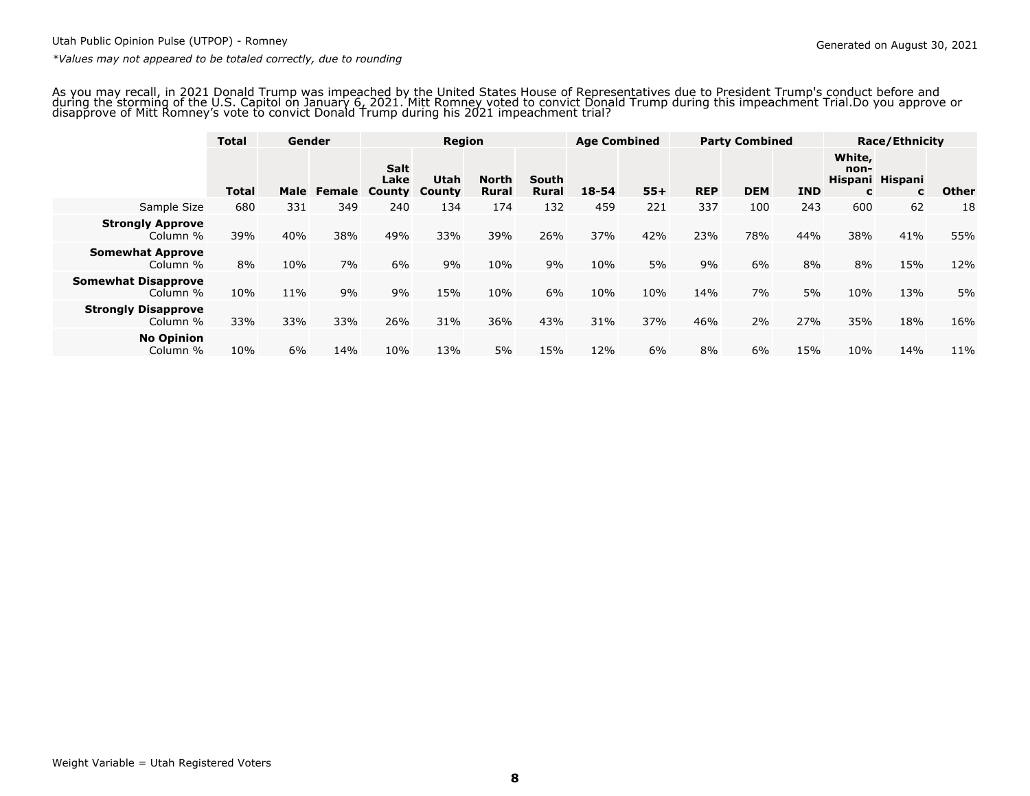Utah Public Opinion Pulse (UTPOP) - Romney

*Values may not appeared to be totaled correctly, due to rounding

Generated on August 30, 2021

As you may recall, in 2021 Donald Trump was impeached by the United States House of Representatives due to President Trump's conduct before and during the storming of the U.S. Capitol on January 6, 2021. Mitt Romney voted to convict Donald Trump during this impeachment Trial.Do you approve or disapprove of Mitt Romney's vote to convict Donald Trump during his 2021 impeachment trial?

| | Total | Gender | | Region | | | | Age Combined | | Party Combined | | | Race/Ethnicity | | |
|---|---|---|---|---|---|---|---|---|---|---|---|---|---|---|---|
| | **Total** | **Male** | **Female** | **Salt Lake County** | **Utah County** | **North Rural** | **South Rural** | **18-54** | **55+** | **REP** | **DEM** | **IND** | **White, non-Hispanic** | **Hispanic** | **Other** |
| Sample Size | 680 | 331 | 349 | 240 | 134 | 174 | 132 | 459 | 221 | 337 | 100 | 243 | 600 | 62 | 18 |
| **Strongly Approve** Column % | 39% | 40% | 38% | 49% | 33% | 39% | 26% | 37% | 42% | 23% | 78% | 44% | 38% | 41% | 55% |
| **Somewhat Approve** Column % | 8% | 10% | 7% | 6% | 9% | 10% | 9% | 10% | 5% | 9% | 6% | 8% | 8% | 15% | 12% |
| **Somewhat Disapprove** Column % | 10% | 11% | 9% | 9% | 15% | 10% | 6% | 10% | 10% | 14% | 7% | 5% | 10% | 13% | 5% |
| **Strongly Disapprove** Column % | 33% | 33% | 33% | 26% | 31% | 36% | 43% | 31% | 37% | 46% | 2% | 27% | 35% | 18% | 16% |
| **No Opinion** Column % | 10% | 6% | 14% | 10% | 13% | 5% | 15% | 12% | 6% | 8% | 6% | 15% | 10% | 14% | 11% |

Weight Variable = Utah Registered Voters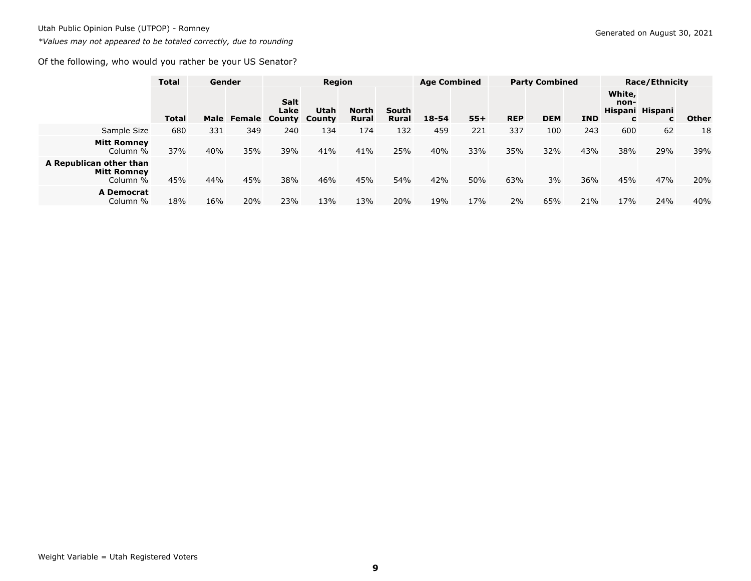Utah Public Opinion Pulse (UTPOP) - Romney

*Values may not appeared to be totaled correctly, due to rounding

Generated on August 30, 2021

Of the following, who would you rather be your US Senator?

| | Total | Gender | | Region | | | | Age Combined | | Party Combined | | | Race/Ethnicity | | |
|---|---|---|---|---|---|---|---|---|---|---|---|---|---|---|---|
| | Total | Male | Female | Salt Lake County | Utah County | North Rural | South Rural | 18-54 | 55+ | REP | DEM | IND | White, non-Hispanic | Hispanic | Other |
| Sample Size | 680 | 331 | 349 | 240 | 134 | 174 | 132 | 459 | 221 | 337 | 100 | 243 | 600 | 62 | 18 |
| **Mitt Romney** Column % | 37% | 40% | 35% | 39% | 41% | 41% | 25% | 40% | 33% | 35% | 32% | 43% | 38% | 29% | 39% |
| **A Republican other than Mitt Romney** Column % | 45% | 44% | 45% | 38% | 46% | 45% | 54% | 42% | 50% | 63% | 3% | 36% | 45% | 47% | 20% |
| **A Democrat** Column % | 18% | 16% | 20% | 23% | 13% | 13% | 20% | 19% | 17% | 2% | 65% | 21% | 17% | 24% | 40% |

Weight Variable = Utah Registered Voters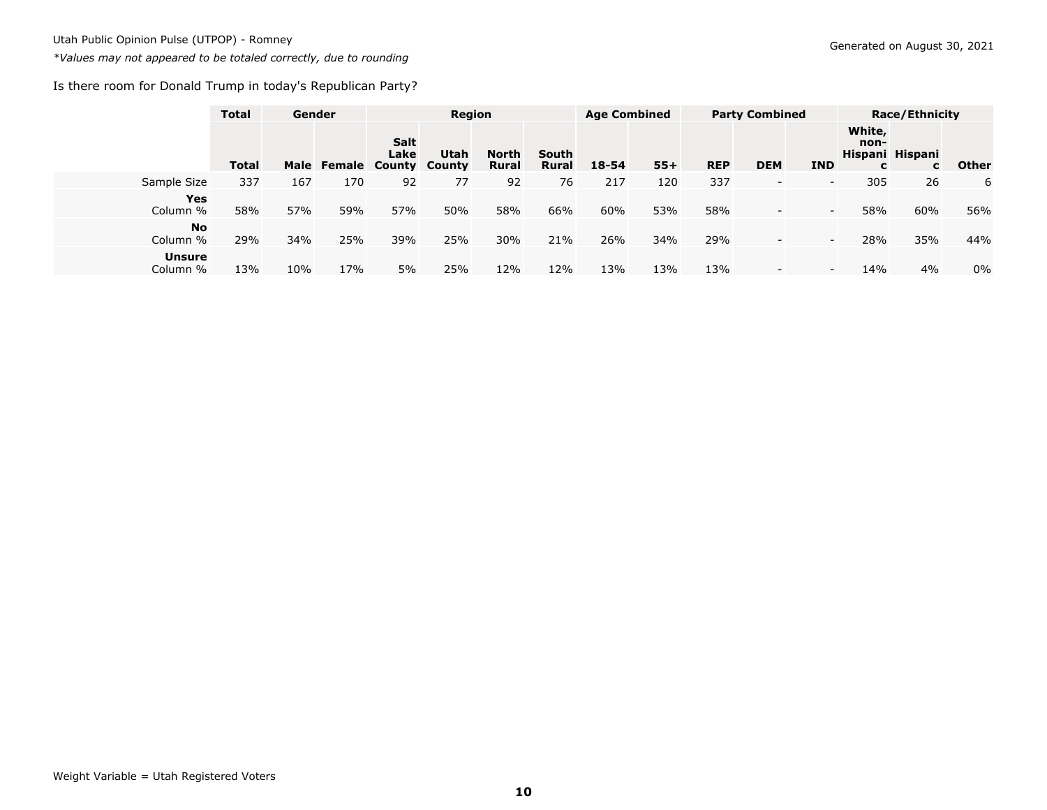Utah Public Opinion Pulse (UTPOP) - Romney

*Values may not appeared to be totaled correctly, due to rounding

Generated on August 30, 2021

Is there room for Donald Trump in today's Republican Party?

| | Total | Gender | | Region | | | | Age Combined | | Party Combined | | | Race/Ethnicity | | |
|---|---|---|---|---|---|---|---|---|---|---|---|---|---|---|---|
| | **Total** | **Male** | **Female** | **Salt Lake County** | **Utah County** | **North Rural** | **South Rural** | **18-54** | **55+** | **REP** | **DEM** | **IND** | **White, non-Hispanic** | **Hispanic** | **Other** |
| Sample Size | 337 | 167 | 170 | 92 | 77 | 92 | 76 | 217 | 120 | 337 | - | - | 305 | 26 | 6 |
| **Yes** Column % | 58% | 57% | 59% | 57% | 50% | 58% | 66% | 60% | 53% | 58% | - | - | 58% | 60% | 56% |
| **No** Column % | 29% | 34% | 25% | 39% | 25% | 30% | 21% | 26% | 34% | 29% | - | - | 28% | 35% | 44% |
| **Unsure** Column % | 13% | 10% | 17% | 5% | 25% | 12% | 12% | 13% | 13% | 13% | - | - | 14% | 4% | 0% |

Weight Variable = Utah Registered Voters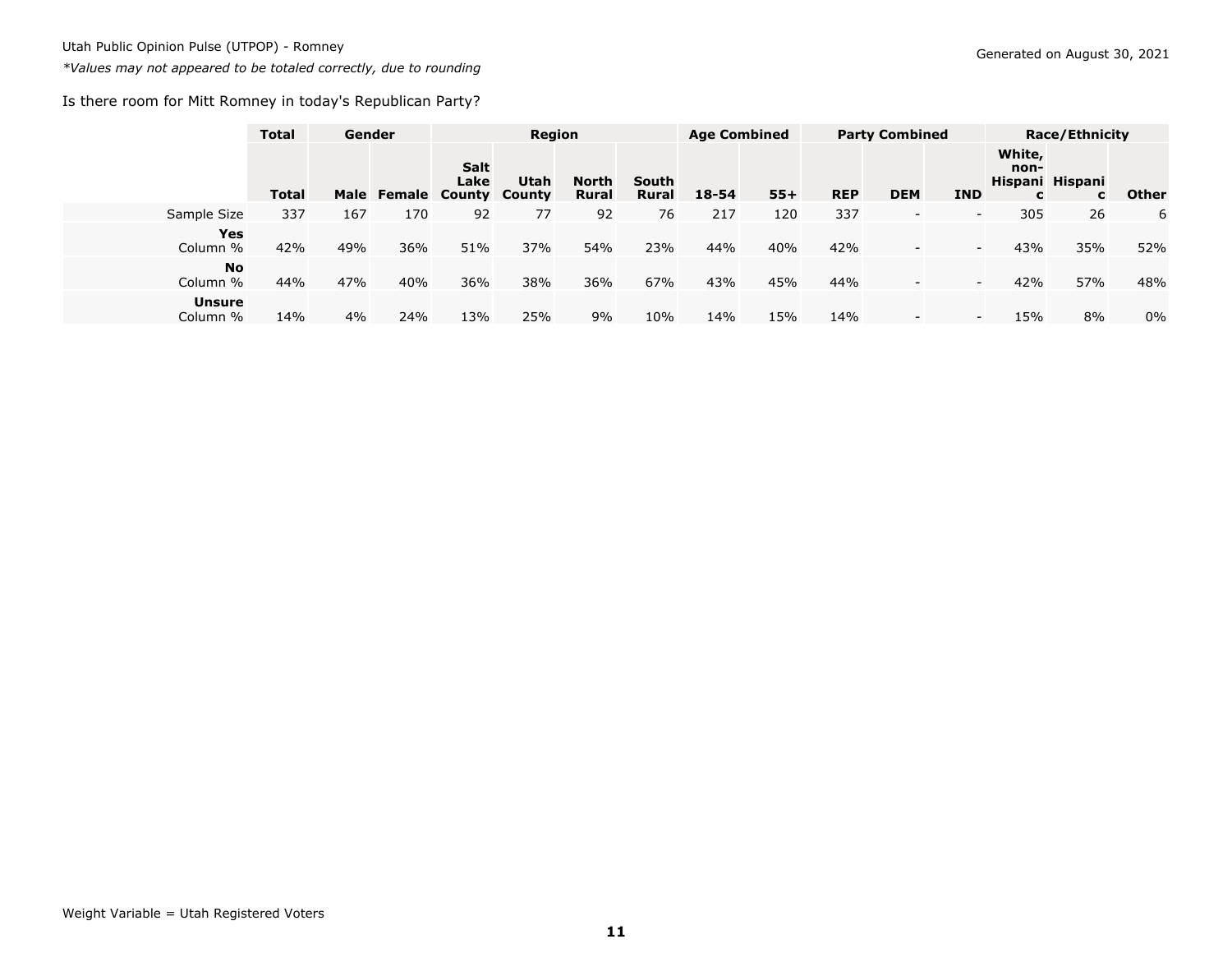Utah Public Opinion Pulse (UTPOP) - Romney

*Values may not appeared to be totaled correctly, due to rounding

Generated on August 30, 2021

Is there room for Mitt Romney in today's Republican Party?

| | Total | Gender | | Region | | | | Age Combined | | Party Combined | | | Race/Ethnicity | | |
|---|---|---|---|---|---|---|---|---|---|---|---|---|---|---|---|
| | **Total** | **Male** | **Female** | **Salt Lake County** | **Utah County** | **North Rural** | **South Rural** | **18-54** | **55+** | **REP** | **DEM** | **IND** | **White, non-Hispanic** | **Hispanic** | **Other** |
| Sample Size | 337 | 167 | 170 | 92 | 77 | 92 | 76 | 217 | 120 | 337 | - | - | 305 | 26 | 6 |
| **Yes** Column % | 42% | 49% | 36% | 51% | 37% | 54% | 23% | 44% | 40% | 42% | - | - | 43% | 35% | 52% |
| **No** Column % | 44% | 47% | 40% | 36% | 38% | 36% | 67% | 43% | 45% | 44% | - | - | 42% | 57% | 48% |
| **Unsure** Column % | 14% | 4% | 24% | 13% | 25% | 9% | 10% | 14% | 15% | 14% | - | - | 15% | 8% | 0% |

Weight Variable = Utah Registered Voters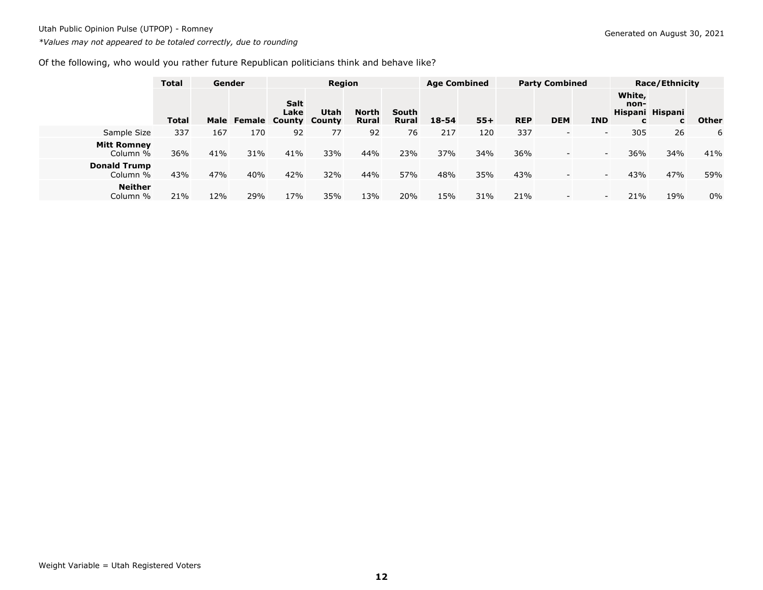Of the following, who would you rather future Republican politicians think and behave like?

| | Total | Gender | | Region | | | | Age Combined | | Party Combined | | | Race/Ethnicity | | |
|---|---|---|---|---|---|---|---|---|---|---|---|---|---|---|---|
| | Total | Male | Female | Salt Lake County | Utah County | North Rural | South Rural | 18-54 | 55+ | REP | DEM | IND | White, non-Hispanic | Hispanic | Other |
| Sample Size | 337 | 167 | 170 | 92 | 77 | 92 | 76 | 217 | 120 | 337 | - | - | 305 | 26 | 6 |
| **Mitt Romney** Column % | 36% | 41% | 31% | 41% | 33% | 44% | 23% | 37% | 34% | 36% | - | - | 36% | 34% | 41% |
| **Donald Trump** Column % | 43% | 47% | 40% | 42% | 32% | 44% | 57% | 48% | 35% | 43% | - | - | 43% | 47% | 59% |
| **Neither** Column % | 21% | 12% | 29% | 17% | 35% | 13% | 20% | 15% | 31% | 21% | - | - | 21% | 19% | 0% |

Weight Variable = Utah Registered Voters